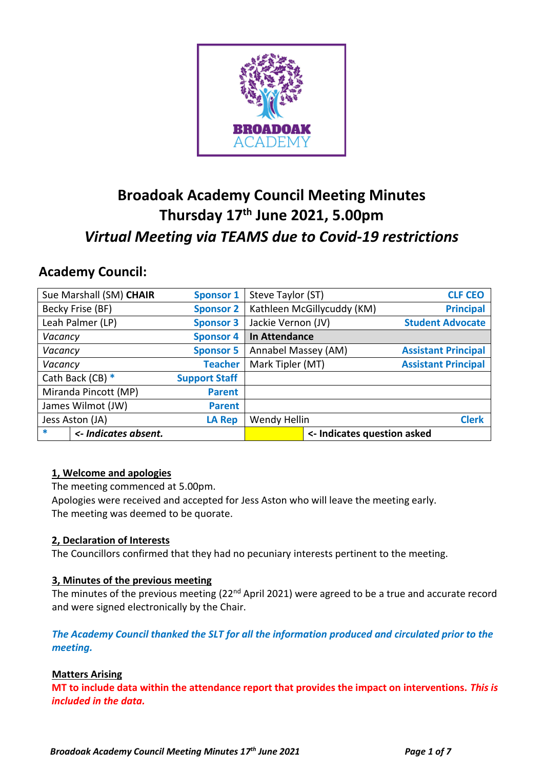# Broadoak Academy Council Meeting Minutes
## Thursday 17th June 2021, 5.00pm
### *Virtual Meeting via TEAMS due to Covid-19 restrictions*

## Academy Council:

| | | | |
|---|---|---|---|
| Sue Marshall (SM) **CHAIR** | **Sponsor 1** | Steve Taylor (ST) | **CLF CEO** |
| Becky Frise (BF) | **Sponsor 2** | Kathleen McGillycuddy (KM) | **Principal** |
| Leah Palmer (LP) | **Sponsor 3** | Jackie Vernon (JV) | **Student Advocate** |
| *Vacancy* | **Sponsor 4** | **In Attendance** | |
| *Vacancy* | **Sponsor 5** | Annabel Massey (AM) | **Assistant Principal** |
| *Vacancy* | **Teacher** | Mark Tipler (MT) | **Assistant Principal** |
| Cath Back (CB) * | **Support Staff** | | |
| Miranda Pincott (MP) | **Parent** | | |
| James Wilmot (JW) | **Parent** | | |
| Jess Aston (JA) | **LA Rep** | Wendy Hellin | **Clerk** |
| * | ***<- Indicates absent.*** | | **<- Indicates question asked** |

**1, Welcome and apologies**

The meeting commenced at 5.00pm.

Apologies were received and accepted for Jess Aston who will leave the meeting early.

The meeting was deemed to be quorate.

**2, Declaration of Interests**

The Councillors confirmed that they had no pecuniary interests pertinent to the meeting.

**3, Minutes of the previous meeting**

The minutes of the previous meeting (22nd April 2021) were agreed to be a true and accurate record and were signed electronically by the Chair.

***The Academy Council thanked the SLT for all the information produced and circulated prior to the meeting.***

**Matters Arising**

**MT to include data within the attendance report that provides the impact on interventions.** ***This is included in the data.***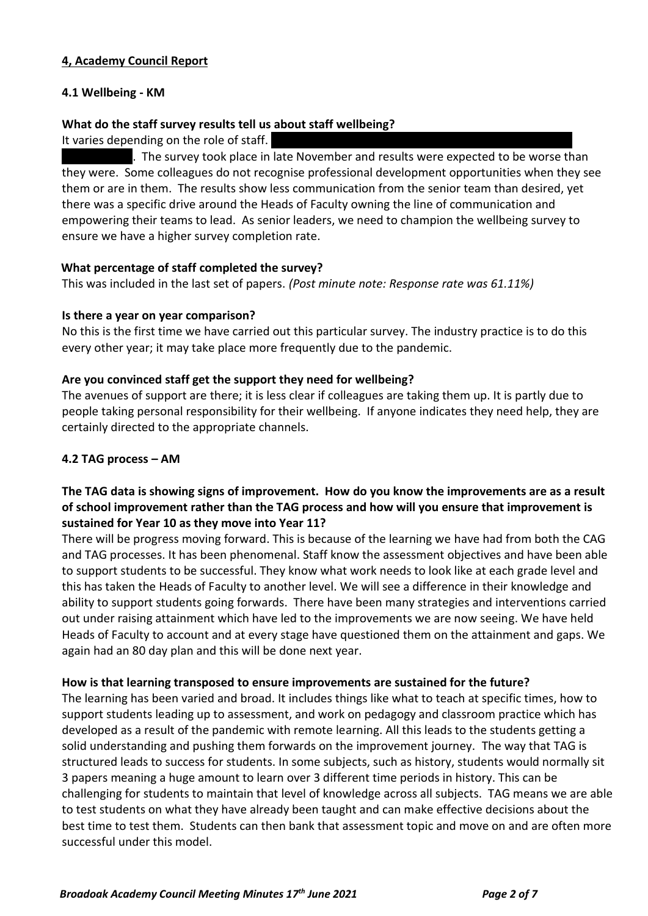## 4, Academy Council Report

### 4.1 Wellbeing - KM

**What do the staff survey results tell us about staff wellbeing?**

It varies depending on the role of staff. . The survey took place in late November and results were expected to be worse than they were. Some colleagues do not recognise professional development opportunities when they see them or are in them. The results show less communication from the senior team than desired, yet there was a specific drive around the Heads of Faculty owning the line of communication and empowering their teams to lead. As senior leaders, we need to champion the wellbeing survey to ensure we have a higher survey completion rate.

**What percentage of staff completed the survey?**

This was included in the last set of papers. *(Post minute note: Response rate was 61.11%)*

**Is there a year on year comparison?**

No this is the first time we have carried out this particular survey. The industry practice is to do this every other year; it may take place more frequently due to the pandemic.

**Are you convinced staff get the support they need for wellbeing?**

The avenues of support are there; it is less clear if colleagues are taking them up. It is partly due to people taking personal responsibility for their wellbeing. If anyone indicates they need help, they are certainly directed to the appropriate channels.

### 4.2 TAG process – AM

**The TAG data is showing signs of improvement. How do you know the improvements are as a result of school improvement rather than the TAG process and how will you ensure that improvement is sustained for Year 10 as they move into Year 11?**

There will be progress moving forward. This is because of the learning we have had from both the CAG and TAG processes. It has been phenomenal. Staff know the assessment objectives and have been able to support students to be successful. They know what work needs to look like at each grade level and this has taken the Heads of Faculty to another level. We will see a difference in their knowledge and ability to support students going forwards. There have been many strategies and interventions carried out under raising attainment which have led to the improvements we are now seeing. We have held Heads of Faculty to account and at every stage have questioned them on the attainment and gaps. We again had an 80 day plan and this will be done next year.

**How is that learning transposed to ensure improvements are sustained for the future?**

The learning has been varied and broad. It includes things like what to teach at specific times, how to support students leading up to assessment, and work on pedagogy and classroom practice which has developed as a result of the pandemic with remote learning. All this leads to the students getting a solid understanding and pushing them forwards on the improvement journey. The way that TAG is structured leads to success for students. In some subjects, such as history, students would normally sit 3 papers meaning a huge amount to learn over 3 different time periods in history. This can be challenging for students to maintain that level of knowledge across all subjects. TAG means we are able to test students on what they have already been taught and can make effective decisions about the best time to test them. Students can then bank that assessment topic and move on and are often more successful under this model.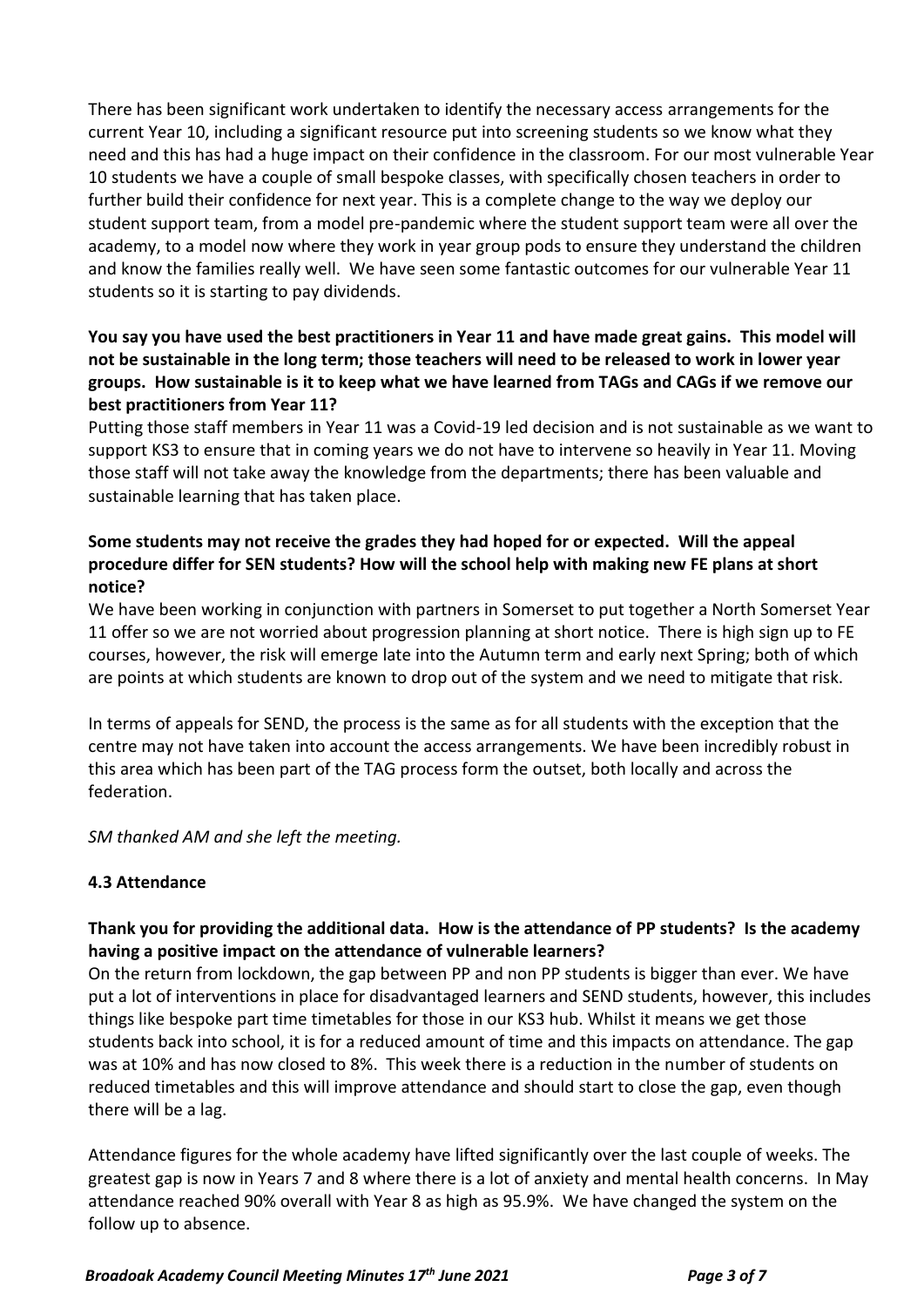There has been significant work undertaken to identify the necessary access arrangements for the current Year 10, including a significant resource put into screening students so we know what they need and this has had a huge impact on their confidence in the classroom. For our most vulnerable Year 10 students we have a couple of small bespoke classes, with specifically chosen teachers in order to further build their confidence for next year. This is a complete change to the way we deploy our student support team, from a model pre-pandemic where the student support team were all over the academy, to a model now where they work in year group pods to ensure they understand the children and know the families really well. We have seen some fantastic outcomes for our vulnerable Year 11 students so it is starting to pay dividends.

**You say you have used the best practitioners in Year 11 and have made great gains. This model will not be sustainable in the long term; those teachers will need to be released to work in lower year groups. How sustainable is it to keep what we have learned from TAGs and CAGs if we remove our best practitioners from Year 11?**

Putting those staff members in Year 11 was a Covid-19 led decision and is not sustainable as we want to support KS3 to ensure that in coming years we do not have to intervene so heavily in Year 11. Moving those staff will not take away the knowledge from the departments; there has been valuable and sustainable learning that has taken place.

**Some students may not receive the grades they had hoped for or expected. Will the appeal procedure differ for SEN students? How will the school help with making new FE plans at short notice?**

We have been working in conjunction with partners in Somerset to put together a North Somerset Year 11 offer so we are not worried about progression planning at short notice. There is high sign up to FE courses, however, the risk will emerge late into the Autumn term and early next Spring; both of which are points at which students are known to drop out of the system and we need to mitigate that risk.

In terms of appeals for SEND, the process is the same as for all students with the exception that the centre may not have taken into account the access arrangements. We have been incredibly robust in this area which has been part of the TAG process form the outset, both locally and across the federation.

*SM thanked AM and she left the meeting.*

**4.3 Attendance**

**Thank you for providing the additional data. How is the attendance of PP students? Is the academy having a positive impact on the attendance of vulnerable learners?**

On the return from lockdown, the gap between PP and non PP students is bigger than ever. We have put a lot of interventions in place for disadvantaged learners and SEND students, however, this includes things like bespoke part time timetables for those in our KS3 hub. Whilst it means we get those students back into school, it is for a reduced amount of time and this impacts on attendance. The gap was at 10% and has now closed to 8%. This week there is a reduction in the number of students on reduced timetables and this will improve attendance and should start to close the gap, even though there will be a lag.

Attendance figures for the whole academy have lifted significantly over the last couple of weeks. The greatest gap is now in Years 7 and 8 where there is a lot of anxiety and mental health concerns. In May attendance reached 90% overall with Year 8 as high as 95.9%. We have changed the system on the follow up to absence.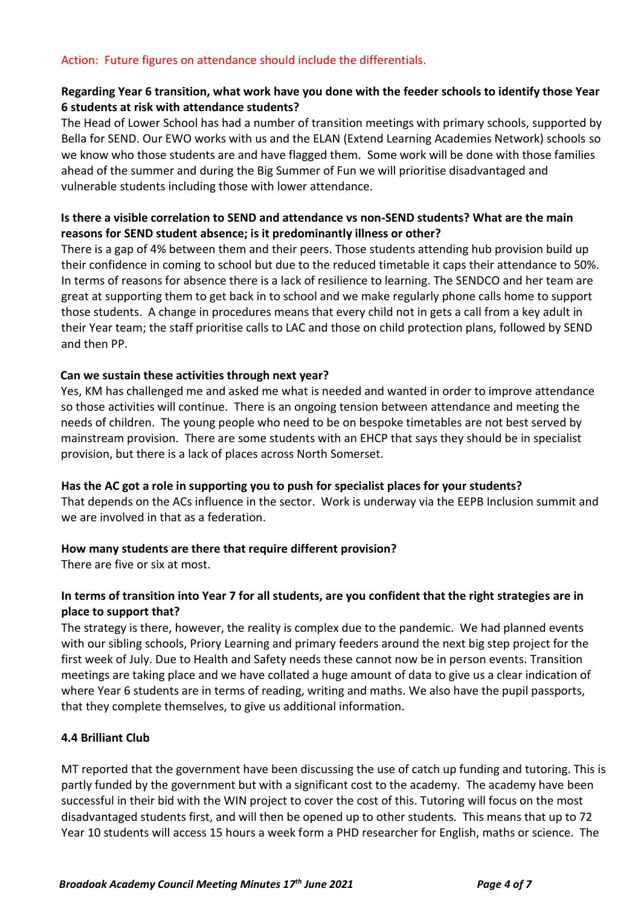Action: Future figures on attendance should include the differentials.

**Regarding Year 6 transition, what work have you done with the feeder schools to identify those Year 6 students at risk with attendance students?**

The Head of Lower School has had a number of transition meetings with primary schools, supported by Bella for SEND. Our EWO works with us and the ELAN (Extend Learning Academies Network) schools so we know who those students are and have flagged them. Some work will be done with those families ahead of the summer and during the Big Summer of Fun we will prioritise disadvantaged and vulnerable students including those with lower attendance.

**Is there a visible correlation to SEND and attendance vs non-SEND students? What are the main reasons for SEND student absence; is it predominantly illness or other?**

There is a gap of 4% between them and their peers. Those students attending hub provision build up their confidence in coming to school but due to the reduced timetable it caps their attendance to 50%. In terms of reasons for absence there is a lack of resilience to learning. The SENDCO and her team are great at supporting them to get back in to school and we make regularly phone calls home to support those students. A change in procedures means that every child not in gets a call from a key adult in their Year team; the staff prioritise calls to LAC and those on child protection plans, followed by SEND and then PP.

**Can we sustain these activities through next year?**

Yes, KM has challenged me and asked me what is needed and wanted in order to improve attendance so those activities will continue. There is an ongoing tension between attendance and meeting the needs of children. The young people who need to be on bespoke timetables are not best served by mainstream provision. There are some students with an EHCP that says they should be in specialist provision, but there is a lack of places across North Somerset.

**Has the AC got a role in supporting you to push for specialist places for your students?**

That depends on the ACs influence in the sector. Work is underway via the EEPB Inclusion summit and we are involved in that as a federation.

**How many students are there that require different provision?**

There are five or six at most.

**In terms of transition into Year 7 for all students, are you confident that the right strategies are in place to support that?**

The strategy is there, however, the reality is complex due to the pandemic. We had planned events with our sibling schools, Priory Learning and primary feeders around the next big step project for the first week of July. Due to Health and Safety needs these cannot now be in person events. Transition meetings are taking place and we have collated a huge amount of data to give us a clear indication of where Year 6 students are in terms of reading, writing and maths. We also have the pupil passports, that they complete themselves, to give us additional information.

**4.4 Brilliant Club**

MT reported that the government have been discussing the use of catch up funding and tutoring. This is partly funded by the government but with a significant cost to the academy. The academy have been successful in their bid with the WIN project to cover the cost of this. Tutoring will focus on the most disadvantaged students first, and will then be opened up to other students. This means that up to 72 Year 10 students will access 15 hours a week form a PHD researcher for English, maths or science. The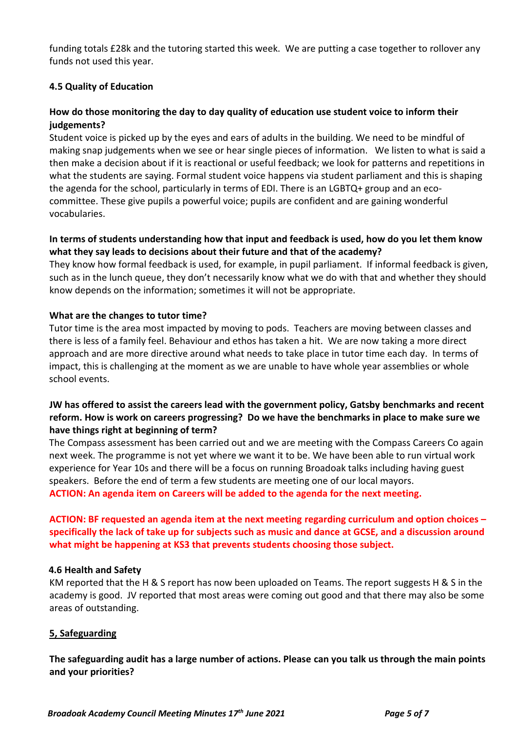funding totals £28k and the tutoring started this week. We are putting a case together to rollover any funds not used this year.

**4.5 Quality of Education**

**How do those monitoring the day to day quality of education use student voice to inform their judgements?**
Student voice is picked up by the eyes and ears of adults in the building. We need to be mindful of making snap judgements when we see or hear single pieces of information. We listen to what is said a then make a decision about if it is reactional or useful feedback; we look for patterns and repetitions in what the students are saying. Formal student voice happens via student parliament and this is shaping the agenda for the school, particularly in terms of EDI. There is an LGBTQ+ group and an eco-committee. These give pupils a powerful voice; pupils are confident and are gaining wonderful vocabularies.

**In terms of students understanding how that input and feedback is used, how do you let them know what they say leads to decisions about their future and that of the academy?**
They know how formal feedback is used, for example, in pupil parliament. If informal feedback is given, such as in the lunch queue, they don't necessarily know what we do with that and whether they should know depends on the information; sometimes it will not be appropriate.

**What are the changes to tutor time?**
Tutor time is the area most impacted by moving to pods. Teachers are moving between classes and there is less of a family feel. Behaviour and ethos has taken a hit. We are now taking a more direct approach and are more directive around what needs to take place in tutor time each day. In terms of impact, this is challenging at the moment as we are unable to have whole year assemblies or whole school events.

**JW has offered to assist the careers lead with the government policy, Gatsby benchmarks and recent reform. How is work on careers progressing? Do we have the benchmarks in place to make sure we have things right at beginning of term?**
The Compass assessment has been carried out and we are meeting with the Compass Careers Co again next week. The programme is not yet where we want it to be. We have been able to run virtual work experience for Year 10s and there will be a focus on running Broadoak talks including having guest speakers. Before the end of term a few students are meeting one of our local mayors.
**ACTION: An agenda item on Careers will be added to the agenda for the next meeting.**

**ACTION: BF requested an agenda item at the next meeting regarding curriculum and option choices – specifically the lack of take up for subjects such as music and dance at GCSE, and a discussion around what might be happening at KS3 that prevents students choosing those subject.**

**4.6 Health and Safety**
KM reported that the H & S report has now been uploaded on Teams. The report suggests H & S in the academy is good. JV reported that most areas were coming out good and that there may also be some areas of outstanding.

**5, Safeguarding**

**The safeguarding audit has a large number of actions. Please can you talk us through the main points and your priorities?**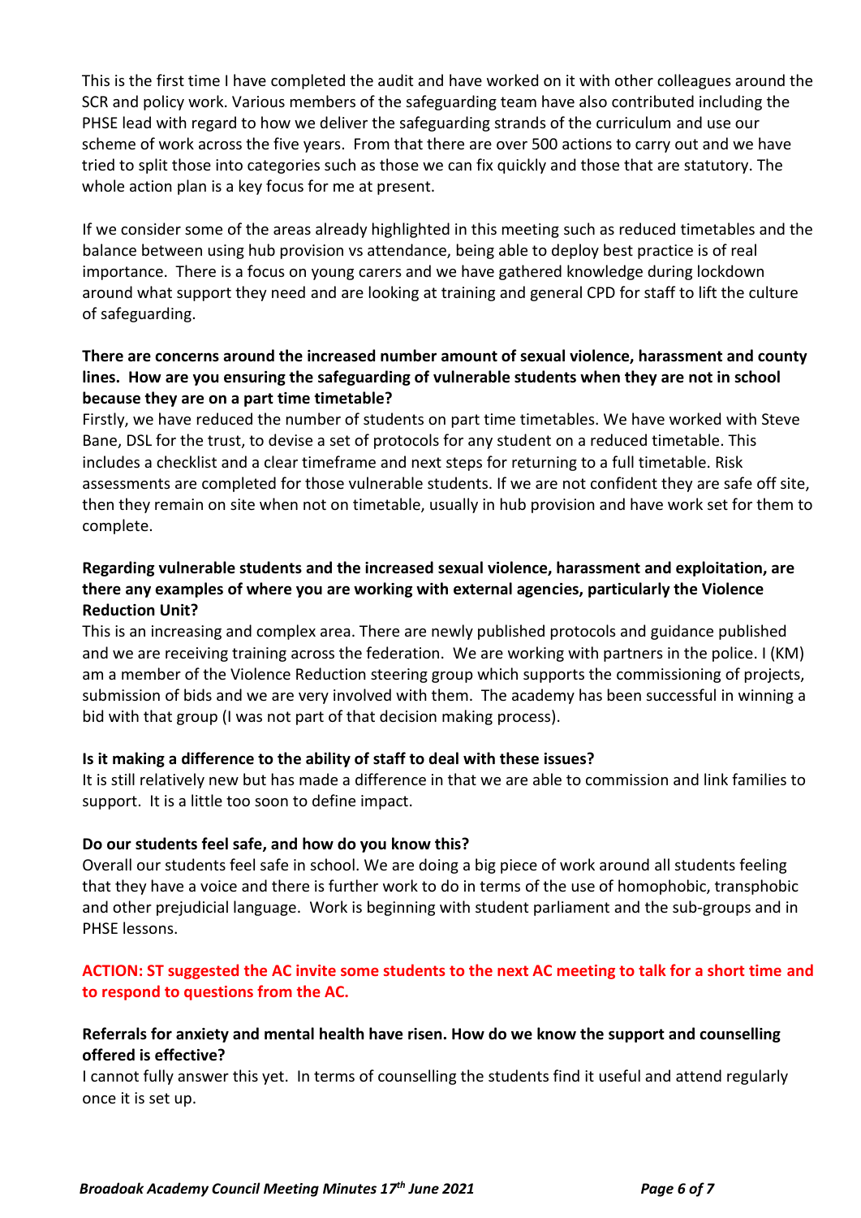This is the first time I have completed the audit and have worked on it with other colleagues around the SCR and policy work. Various members of the safeguarding team have also contributed including the PHSE lead with regard to how we deliver the safeguarding strands of the curriculum and use our scheme of work across the five years. From that there are over 500 actions to carry out and we have tried to split those into categories such as those we can fix quickly and those that are statutory. The whole action plan is a key focus for me at present.

If we consider some of the areas already highlighted in this meeting such as reduced timetables and the balance between using hub provision vs attendance, being able to deploy best practice is of real importance. There is a focus on young carers and we have gathered knowledge during lockdown around what support they need and are looking at training and general CPD for staff to lift the culture of safeguarding.

**There are concerns around the increased number amount of sexual violence, harassment and county lines. How are you ensuring the safeguarding of vulnerable students when they are not in school because they are on a part time timetable?**

Firstly, we have reduced the number of students on part time timetables. We have worked with Steve Bane, DSL for the trust, to devise a set of protocols for any student on a reduced timetable. This includes a checklist and a clear timeframe and next steps for returning to a full timetable. Risk assessments are completed for those vulnerable students. If we are not confident they are safe off site, then they remain on site when not on timetable, usually in hub provision and have work set for them to complete.

**Regarding vulnerable students and the increased sexual violence, harassment and exploitation, are there any examples of where you are working with external agencies, particularly the Violence Reduction Unit?**

This is an increasing and complex area. There are newly published protocols and guidance published and we are receiving training across the federation. We are working with partners in the police. I (KM) am a member of the Violence Reduction steering group which supports the commissioning of projects, submission of bids and we are very involved with them. The academy has been successful in winning a bid with that group (I was not part of that decision making process).

**Is it making a difference to the ability of staff to deal with these issues?**

It is still relatively new but has made a difference in that we are able to commission and link families to support. It is a little too soon to define impact.

**Do our students feel safe, and how do you know this?**

Overall our students feel safe in school. We are doing a big piece of work around all students feeling that they have a voice and there is further work to do in terms of the use of homophobic, transphobic and other prejudicial language. Work is beginning with student parliament and the sub-groups and in PHSE lessons.

**ACTION: ST suggested the AC invite some students to the next AC meeting to talk for a short time and to respond to questions from the AC.**

**Referrals for anxiety and mental health have risen. How do we know the support and counselling offered is effective?**

I cannot fully answer this yet. In terms of counselling the students find it useful and attend regularly once it is set up.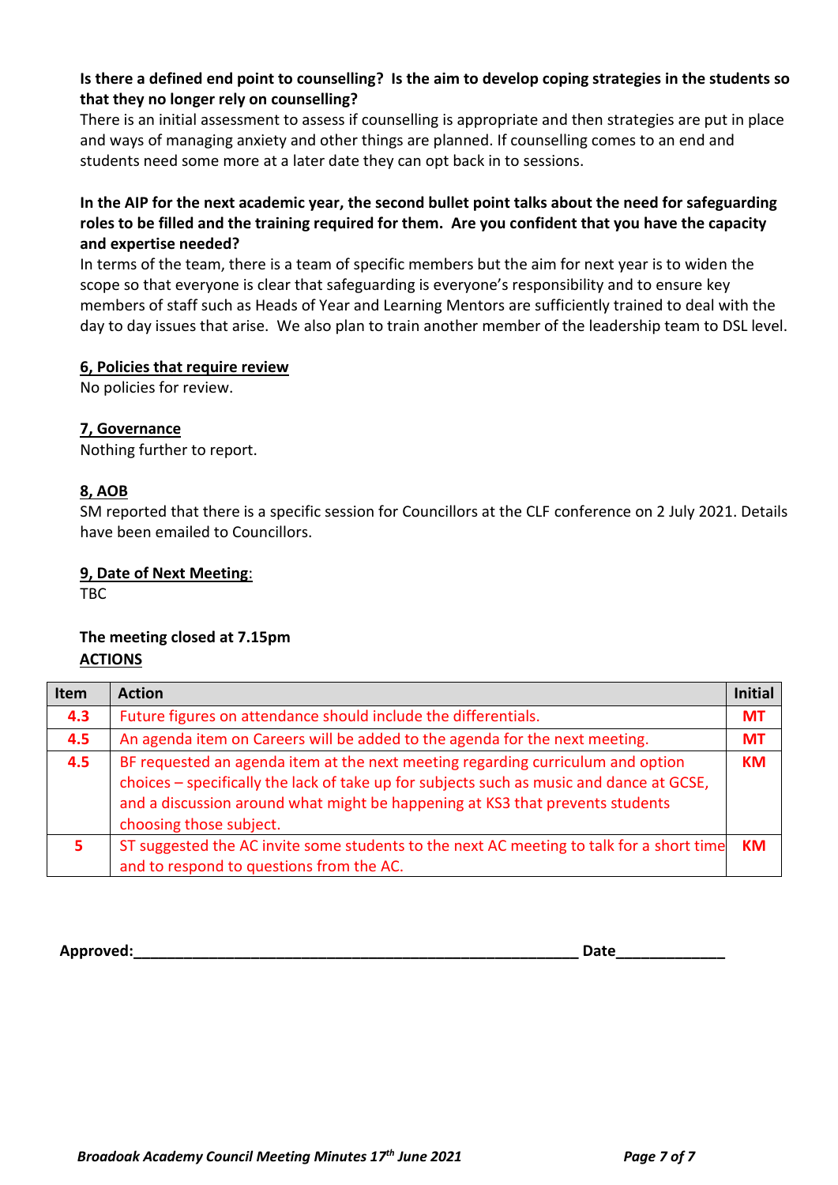**Is there a defined end point to counselling? Is the aim to develop coping strategies in the students so that they no longer rely on counselling?**
There is an initial assessment to assess if counselling is appropriate and then strategies are put in place and ways of managing anxiety and other things are planned. If counselling comes to an end and students need some more at a later date they can opt back in to sessions.

**In the AIP for the next academic year, the second bullet point talks about the need for safeguarding roles to be filled and the training required for them. Are you confident that you have the capacity and expertise needed?**
In terms of the team, there is a team of specific members but the aim for next year is to widen the scope so that everyone is clear that safeguarding is everyone's responsibility and to ensure key members of staff such as Heads of Year and Learning Mentors are sufficiently trained to deal with the day to day issues that arise. We also plan to train another member of the leadership team to DSL level.

**6, Policies that require review**
No policies for review.

**7, Governance**
Nothing further to report.

**8, AOB**
SM reported that there is a specific session for Councillors at the CLF conference on 2 July 2021. Details have been emailed to Councillors.

**9, Date of Next Meeting**:
TBC

**The meeting closed at 7.15pm**
**ACTIONS**

| Item | Action | Initial |
|---|---|---|
| 4.3 | Future figures on attendance should include the differentials. | MT |
| 4.5 | An agenda item on Careers will be added to the agenda for the next meeting. | MT |
| 4.5 | BF requested an agenda item at the next meeting regarding curriculum and option choices – specifically the lack of take up for subjects such as music and dance at GCSE, and a discussion around what might be happening at KS3 that prevents students choosing those subject. | KM |
| 5 | ST suggested the AC invite some students to the next AC meeting to talk for a short time and to respond to questions from the AC. | KM |

**Approved:**_______________________________________________ **Date**____________